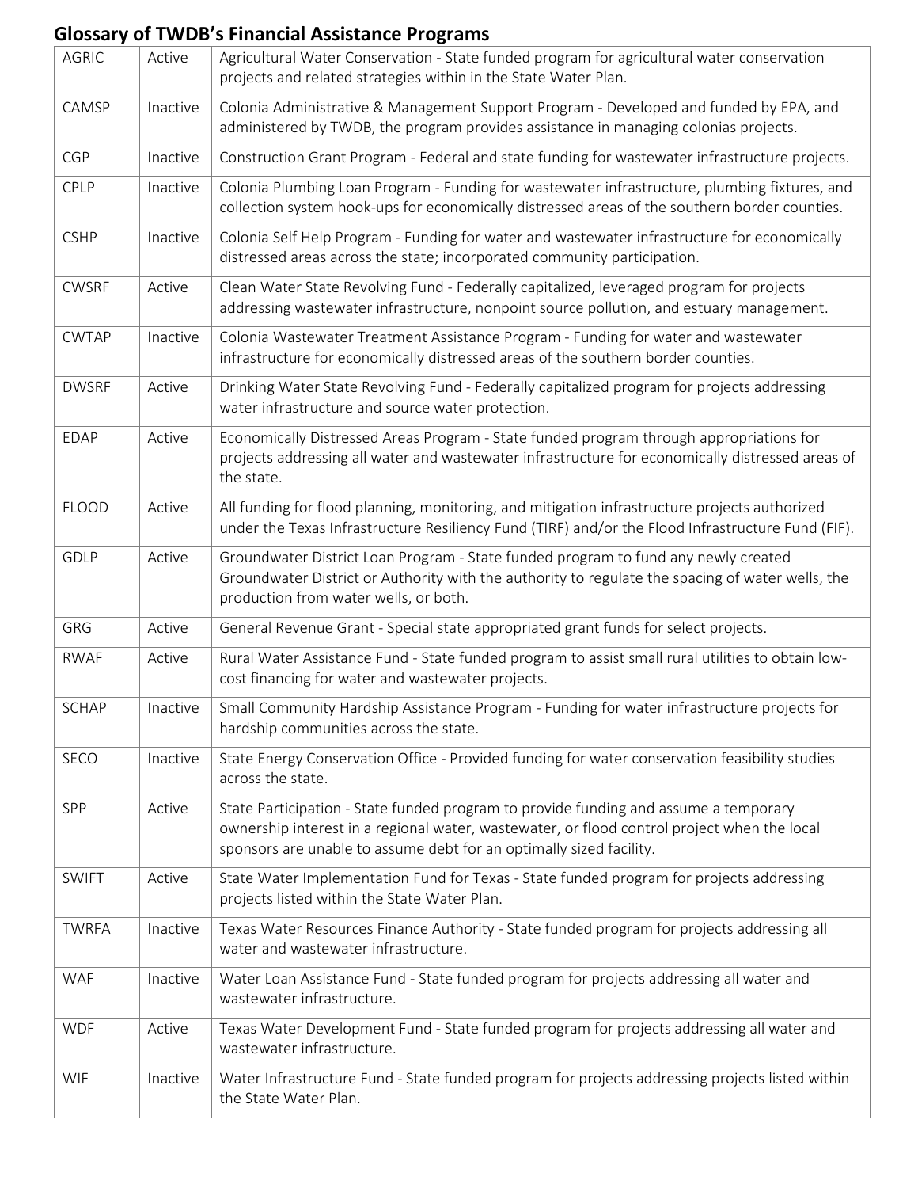## Glossary of TWDB's Financial Assistance Programs

| | | |
|---|---|---|
| AGRIC | Active | Agricultural Water Conservation - State funded program for agricultural water conservation projects and related strategies within in the State Water Plan. |
| CAMSP | Inactive | Colonia Administrative & Management Support Program - Developed and funded by EPA, and administered by TWDB, the program provides assistance in managing colonias projects. |
| CGP | Inactive | Construction Grant Program - Federal and state funding for wastewater infrastructure projects. |
| CPLP | Inactive | Colonia Plumbing Loan Program - Funding for wastewater infrastructure, plumbing fixtures, and collection system hook-ups for economically distressed areas of the southern border counties. |
| CSHP | Inactive | Colonia Self Help Program - Funding for water and wastewater infrastructure for economically distressed areas across the state; incorporated community participation. |
| CWSRF | Active | Clean Water State Revolving Fund - Federally capitalized, leveraged program for projects addressing wastewater infrastructure, nonpoint source pollution, and estuary management. |
| CWTAP | Inactive | Colonia Wastewater Treatment Assistance Program - Funding for water and wastewater infrastructure for economically distressed areas of the southern border counties. |
| DWSRF | Active | Drinking Water State Revolving Fund - Federally capitalized program for projects addressing water infrastructure and source water protection. |
| EDAP | Active | Economically Distressed Areas Program - State funded program through appropriations for projects addressing all water and wastewater infrastructure for economically distressed areas of the state. |
| FLOOD | Active | All funding for flood planning, monitoring, and mitigation infrastructure projects authorized under the Texas Infrastructure Resiliency Fund (TIRF) and/or the Flood Infrastructure Fund (FIF). |
| GDLP | Active | Groundwater District Loan Program - State funded program to fund any newly created Groundwater District or Authority with the authority to regulate the spacing of water wells, the production from water wells, or both. |
| GRG | Active | General Revenue Grant - Special state appropriated grant funds for select projects. |
| RWAF | Active | Rural Water Assistance Fund - State funded program to assist small rural utilities to obtain low-cost financing for water and wastewater projects. |
| SCHAP | Inactive | Small Community Hardship Assistance Program - Funding for water infrastructure projects for hardship communities across the state. |
| SECO | Inactive | State Energy Conservation Office - Provided funding for water conservation feasibility studies across the state. |
| SPP | Active | State Participation - State funded program to provide funding and assume a temporary ownership interest in a regional water, wastewater, or flood control project when the local sponsors are unable to assume debt for an optimally sized facility. |
| SWIFT | Active | State Water Implementation Fund for Texas - State funded program for projects addressing projects listed within the State Water Plan. |
| TWRFA | Inactive | Texas Water Resources Finance Authority - State funded program for projects addressing all water and wastewater infrastructure. |
| WAF | Inactive | Water Loan Assistance Fund - State funded program for projects addressing all water and wastewater infrastructure. |
| WDF | Active | Texas Water Development Fund - State funded program for projects addressing all water and wastewater infrastructure. |
| WIF | Inactive | Water Infrastructure Fund - State funded program for projects addressing projects listed within the State Water Plan. |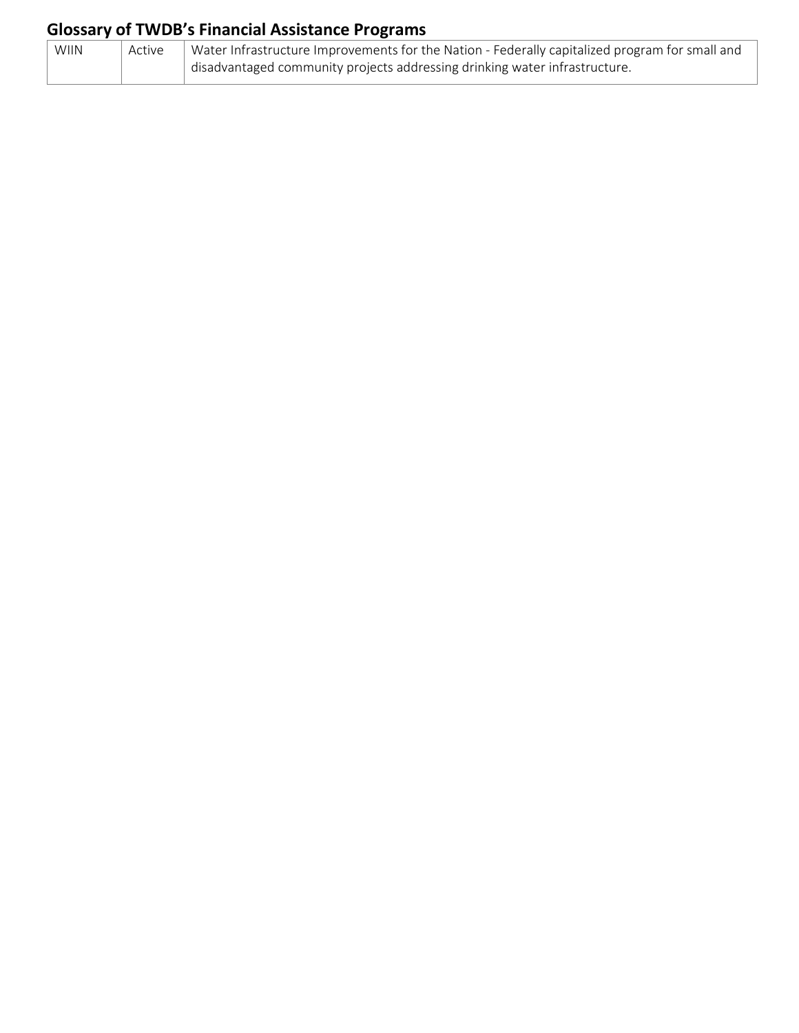## Glossary of TWDB's Financial Assistance Programs

| | | |
|---|---|---|
| WIIN | Active | Water Infrastructure Improvements for the Nation - Federally capitalized program for small and disadvantaged community projects addressing drinking water infrastructure. |